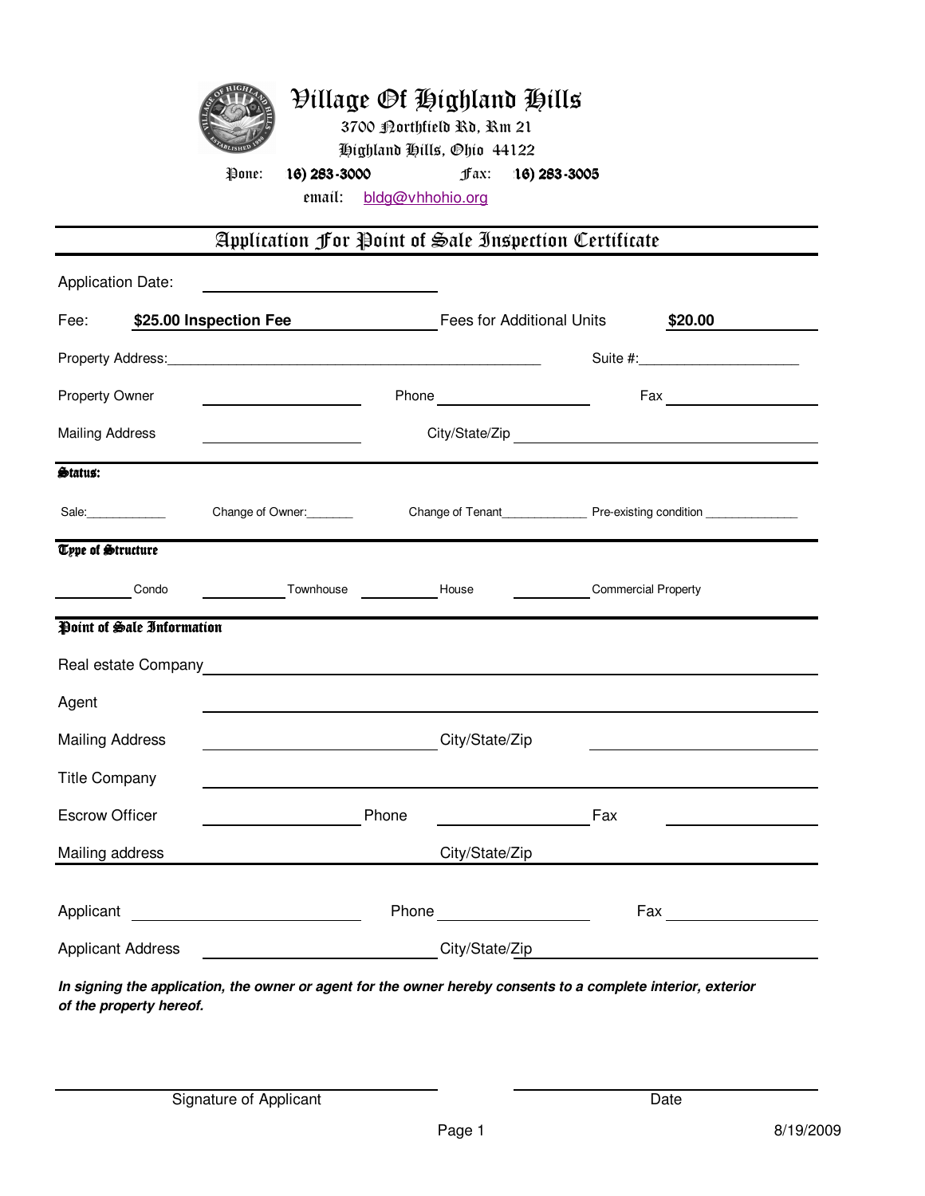# Village Of Highland Hills

3700 Northfield Rd, Rm 21

Highland Hills, Ohio 44122

Pone: 16) 283-3000 Fax: 16) 283-3005

email: bldg@vhhohio.org

## Application For Point of Sale Inspection Certificate

Application Date: ____________________

Fee: **$25.00 Inspection Fee** Fees for Additional Units **$20.00**

Property Address: ____________________ Suite #: ____________________

Property Owner ____________________ Phone ____________________ Fax ____________________

Mailing Address ____________________ City/State/Zip ____________________

### Status:

Sale: ____________ Change of Owner: _______ Change of Tenant ____________ Pre-existing condition ______________

### Type of Structure

__________ Condo __________ Townhouse __________ House __________ Commercial Property

### Point of Sale Information

Real estate Company ____________________

Agent ____________________

Mailing Address ____________________ City/State/Zip ____________________

Title Company ____________________

Escrow Officer ____________________ Phone ____________________ Fax ____________________

Mailing address ____________________ City/State/Zip ____________________

Applicant ____________________ Phone ____________________ Fax ____________________

Applicant Address ____________________ City/State/Zip ____________________

***In signing the application, the owner or agent for the owner hereby consents to a complete interior, exterior of the property hereof.***

____________________ Signature of Applicant

____________________ Date

8/19/2009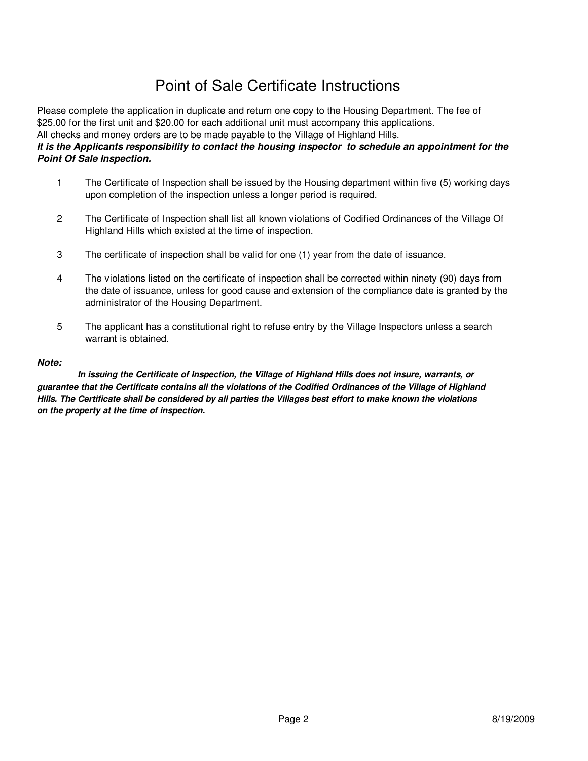# Point of Sale Certificate Instructions

Please complete the application in duplicate and return one copy to the Housing Department. The fee of $25.00 for the first unit and $20.00 for each additional unit must accompany this applications.
All checks and money orders are to be made payable to the Village of Highland Hills.
***It is the Applicants responsibility to contact the housing inspector to schedule an appointment for the Point Of Sale Inspection.***

1. The Certificate of Inspection shall be issued by the Housing department within five (5) working days upon completion of the inspection unless a longer period is required.

2. The Certificate of Inspection shall list all known violations of Codified Ordinances of the Village Of Highland Hills which existed at the time of inspection.

3. The certificate of inspection shall be valid for one (1) year from the date of issuance.

4. The violations listed on the certificate of inspection shall be corrected within ninety (90) days from the date of issuance, unless for good cause and extension of the compliance date is granted by the administrator of the Housing Department.

5. The applicant has a constitutional right to refuse entry by the Village Inspectors unless a search warrant is obtained.

***Note:***

***In issuing the Certificate of Inspection, the Village of Highland Hills does not insure, warrants, or guarantee that the Certificate contains all the violations of the Codified Ordinances of the Village of Highland Hills. The Certificate shall be considered by all parties the Villages best effort to make known the violations on the property at the time of inspection.***

8/19/2009